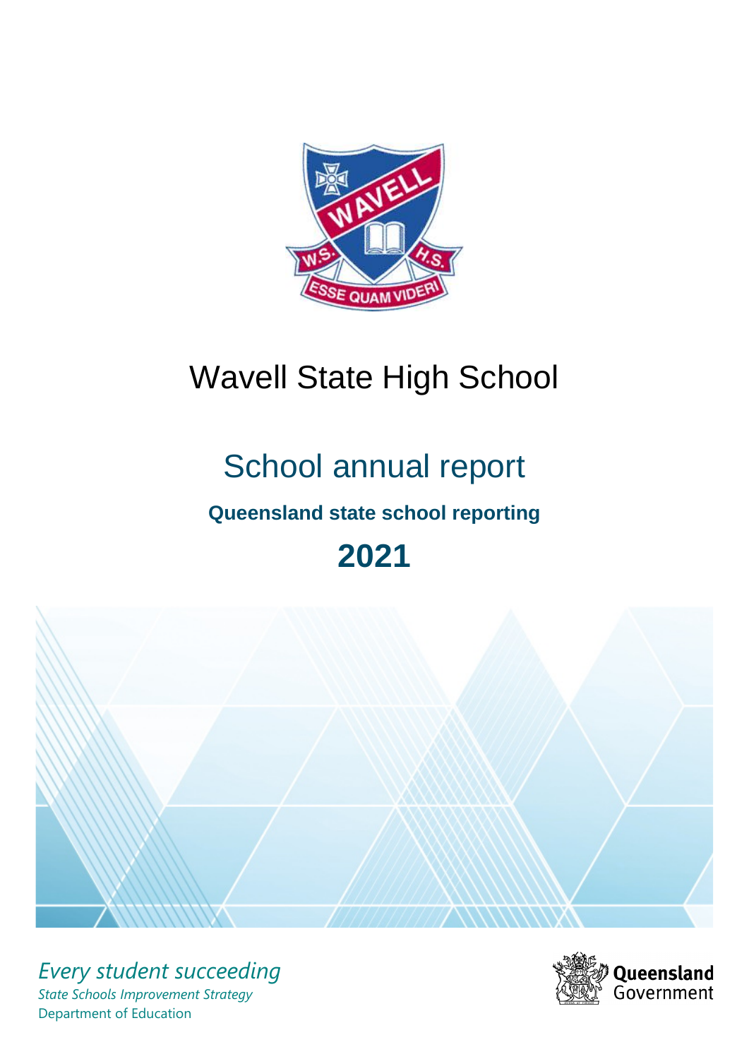# Wavell State High School

## School annual report

### Queensland state school reporting

## 2021

*Every student succeeding*

*State Schools Improvement Strategy*

Department of Education

Queensland Government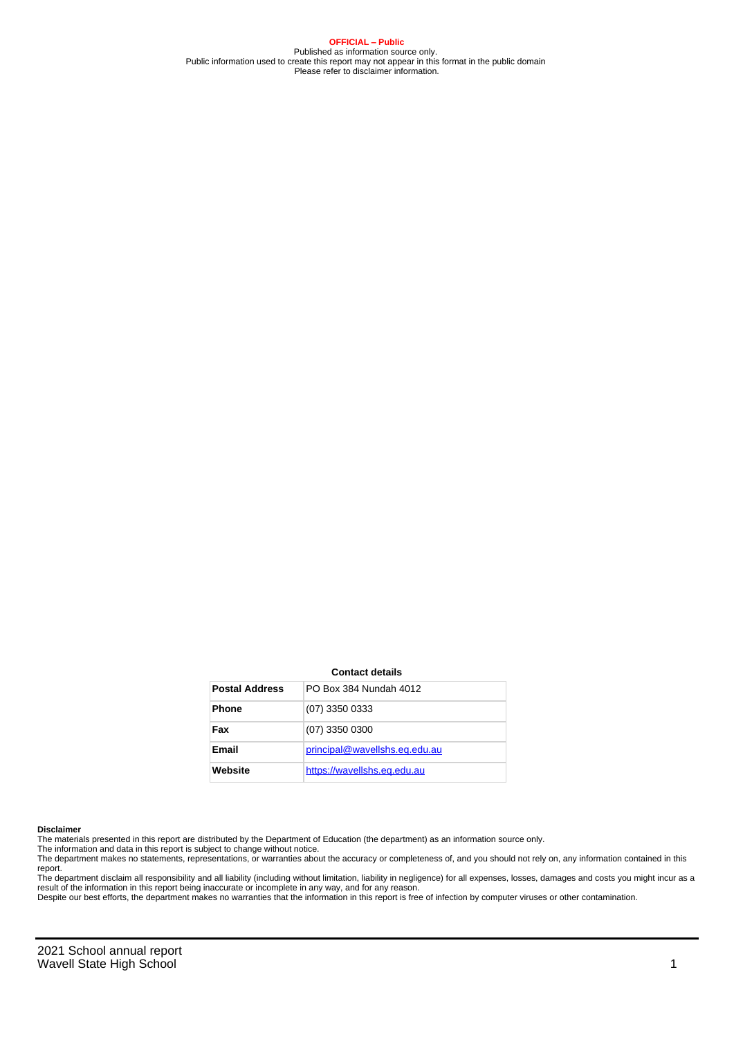**OFFICIAL – Public**
Published as information source only.
Public information used to create this report may not appear in this format in the public domain
Please refer to disclaimer information.

**Contact details**

| Postal Address | PO Box 384 Nundah 4012 |
| --- | --- |
| Phone | (07) 3350 0333 |
| Fax | (07) 3350 0300 |
| Email | principal@wavellshs.eq.edu.au |
| Website | https://wavellshs.eq.edu.au |

**Disclaimer**

The materials presented in this report are distributed by the Department of Education (the department) as an information source only.

The information and data in this report is subject to change without notice.

The department makes no statements, representations, or warranties about the accuracy or completeness of, and you should not rely on, any information contained in this report.

The department disclaim all responsibility and all liability (including without limitation, liability in negligence) for all expenses, losses, damages and costs you might incur as a result of the information in this report being inaccurate or incomplete in any way, and for any reason.

Despite our best efforts, the department makes no warranties that the information in this report is free of infection by computer viruses or other contamination.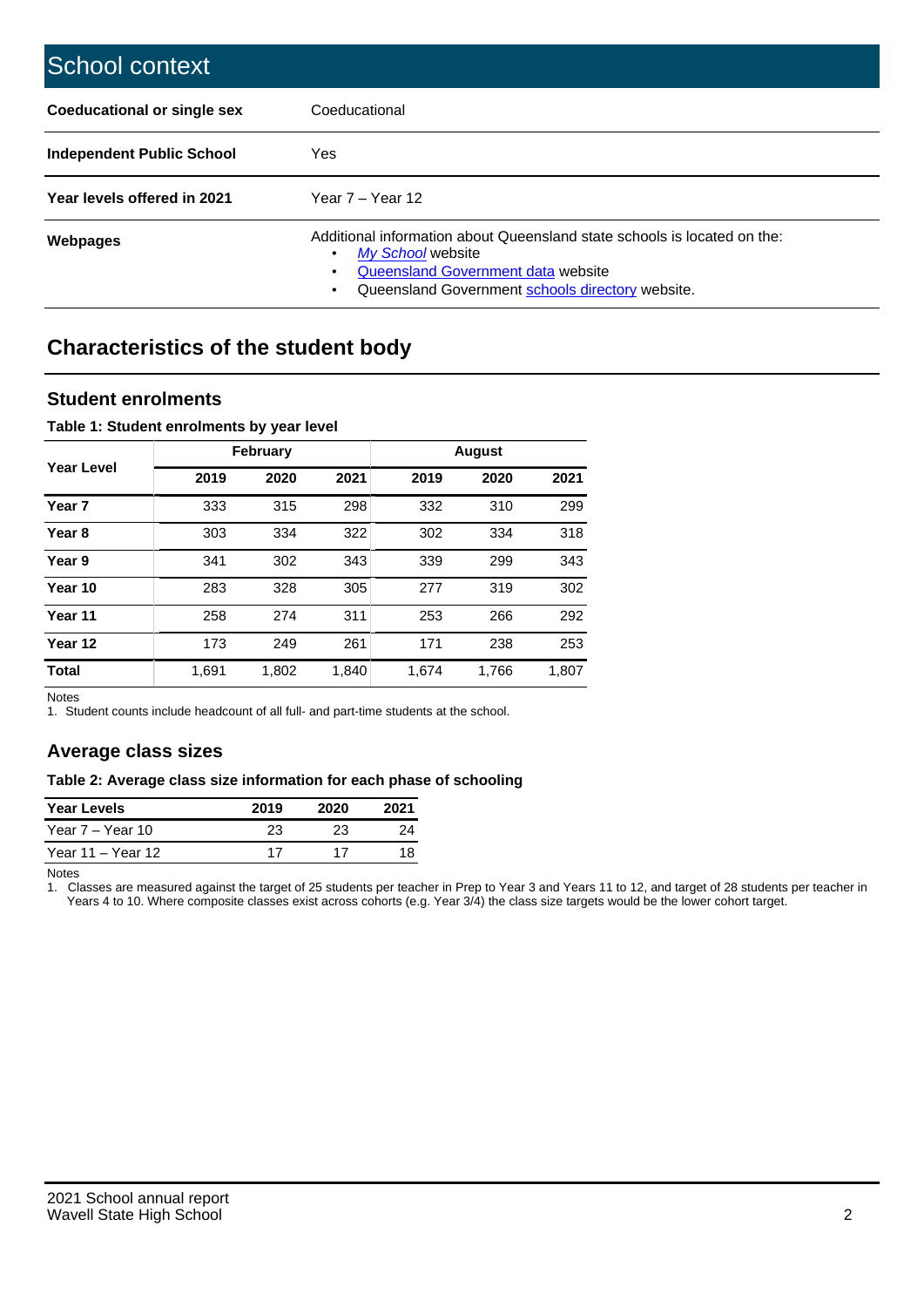# School context

| | |
|---|---|
| **Coeducational or single sex** | Coeducational |
| **Independent Public School** | Yes |
| **Year levels offered in 2021** | Year 7 – Year 12 |
| **Webpages** | Additional information about Queensland state schools is located on the: <br>• *My School* website <br>• Queensland Government data website <br>• Queensland Government schools directory website. |

## Characteristics of the student body

### Student enrolments

**Table 1: Student enrolments by year level**

| Year Level | February | | | August | | |
|---|---|---|---|---|---|---|
| | 2019 | 2020 | 2021 | 2019 | 2020 | 2021 |
| **Year 7** | 333 | 315 | 298 | 332 | 310 | 299 |
| **Year 8** | 303 | 334 | 322 | 302 | 334 | 318 |
| **Year 9** | 341 | 302 | 343 | 339 | 299 | 343 |
| **Year 10** | 283 | 328 | 305 | 277 | 319 | 302 |
| **Year 11** | 258 | 274 | 311 | 253 | 266 | 292 |
| **Year 12** | 173 | 249 | 261 | 171 | 238 | 253 |
| **Total** | 1,691 | 1,802 | 1,840 | 1,674 | 1,766 | 1,807 |

Notes

1. Student counts include headcount of all full- and part-time students at the school.

### Average class sizes

**Table 2: Average class size information for each phase of schooling**

| Year Levels | 2019 | 2020 | 2021 |
|---|---|---|---|
| Year 7 – Year 10 | 23 | 23 | 24 |
| Year 11 – Year 12 | 17 | 17 | 18 |

Notes

1. Classes are measured against the target of 25 students per teacher in Prep to Year 3 and Years 11 to 12, and target of 28 students per teacher in Years 4 to 10. Where composite classes exist across cohorts (e.g. Year 3/4) the class size targets would be the lower cohort target.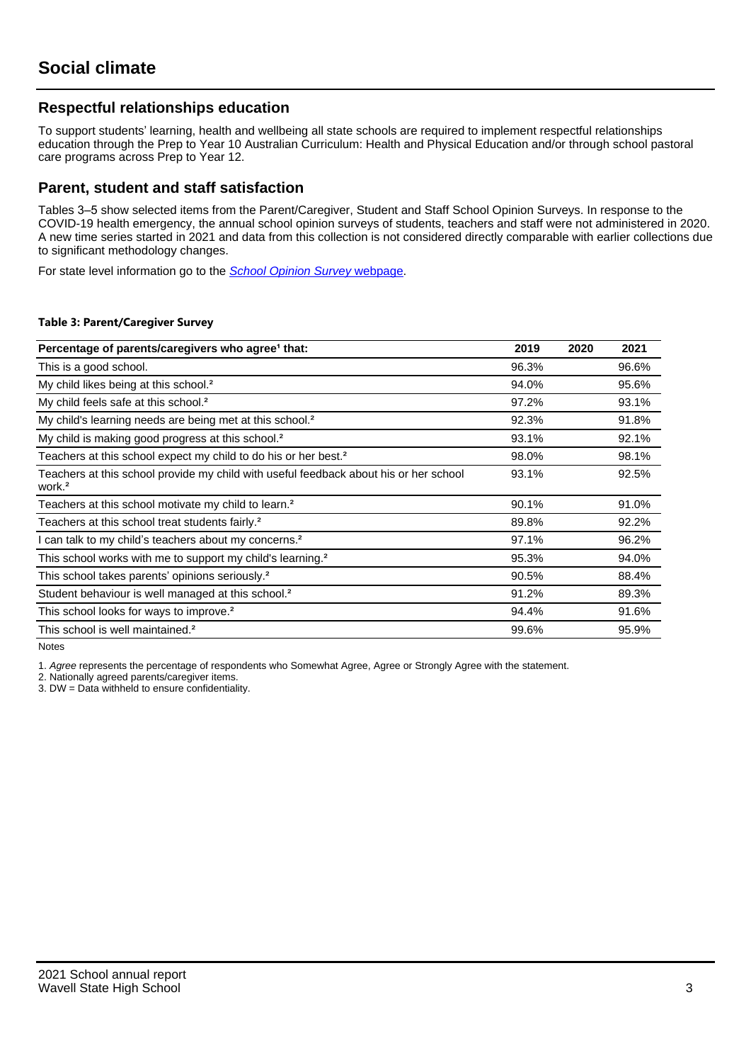# Social climate

## Respectful relationships education

To support students' learning, health and wellbeing all state schools are required to implement respectful relationships education through the Prep to Year 10 Australian Curriculum: Health and Physical Education and/or through school pastoral care programs across Prep to Year 12.

## Parent, student and staff satisfaction

Tables 3–5 show selected items from the Parent/Caregiver, Student and Staff School Opinion Surveys. In response to the COVID-19 health emergency, the annual school opinion surveys of students, teachers and staff were not administered in 2020. A new time series started in 2021 and data from this collection is not considered directly comparable with earlier collections due to significant methodology changes.

For state level information go to the *School Opinion Survey* webpage.

**Table 3: Parent/Caregiver Survey**

| Percentage of parents/caregivers who agree[1] that: | 2019 | 2020 | 2021 |
|---|---|---|---|
| This is a good school. | 96.3% | | 96.6% |
| My child likes being at this school.[2] | 94.0% | | 95.6% |
| My child feels safe at this school.[2] | 97.2% | | 93.1% |
| My child's learning needs are being met at this school.[2] | 92.3% | | 91.8% |
| My child is making good progress at this school.[2] | 93.1% | | 92.1% |
| Teachers at this school expect my child to do his or her best.[2] | 98.0% | | 98.1% |
| Teachers at this school provide my child with useful feedback about his or her school work.[2] | 93.1% | | 92.5% |
| Teachers at this school motivate my child to learn.[2] | 90.1% | | 91.0% |
| Teachers at this school treat students fairly.[2] | 89.8% | | 92.2% |
| I can talk to my child's teachers about my concerns.[2] | 97.1% | | 96.2% |
| This school works with me to support my child's learning.[2] | 95.3% | | 94.0% |
| This school takes parents' opinions seriously.[2] | 90.5% | | 88.4% |
| Student behaviour is well managed at this school.[2] | 91.2% | | 89.3% |
| This school looks for ways to improve.[2] | 94.4% | | 91.6% |
| This school is well maintained.[2] | 99.6% | | 95.9% |

Notes

1. *Agree* represents the percentage of respondents who Somewhat Agree, Agree or Strongly Agree with the statement.
2. Nationally agreed parents/caregiver items.
3. DW = Data withheld to ensure confidentiality.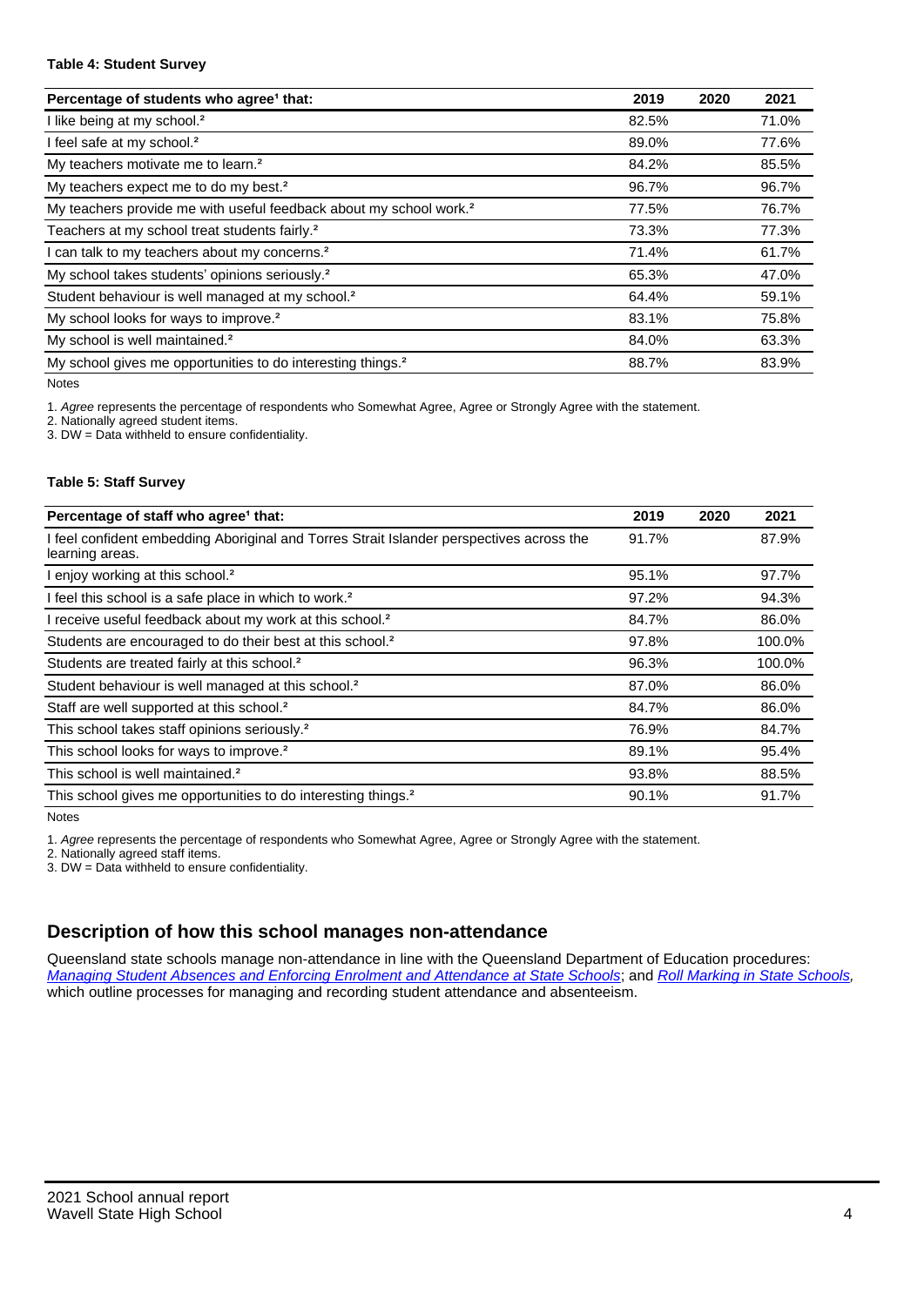**Table 4: Student Survey**

| Percentage of students who agree[1] that: | 2019 | 2020 | 2021 |
|---|---|---|---|
| I like being at my school.[2] | 82.5% | | 71.0% |
| I feel safe at my school.[2] | 89.0% | | 77.6% |
| My teachers motivate me to learn.[2] | 84.2% | | 85.5% |
| My teachers expect me to do my best.[2] | 96.7% | | 96.7% |
| My teachers provide me with useful feedback about my school work.[2] | 77.5% | | 76.7% |
| Teachers at my school treat students fairly.[2] | 73.3% | | 77.3% |
| I can talk to my teachers about my concerns.[2] | 71.4% | | 61.7% |
| My school takes students' opinions seriously.[2] | 65.3% | | 47.0% |
| Student behaviour is well managed at my school.[2] | 64.4% | | 59.1% |
| My school looks for ways to improve.[2] | 83.1% | | 75.8% |
| My school is well maintained.[2] | 84.0% | | 63.3% |
| My school gives me opportunities to do interesting things.[2] | 88.7% | | 83.9% |

Notes

1. *Agree* represents the percentage of respondents who Somewhat Agree, Agree or Strongly Agree with the statement.
2. Nationally agreed student items.
3. DW = Data withheld to ensure confidentiality.

**Table 5: Staff Survey**

| Percentage of staff who agree[1] that: | 2019 | 2020 | 2021 |
|---|---|---|---|
| I feel confident embedding Aboriginal and Torres Strait Islander perspectives across the learning areas. | 91.7% | | 87.9% |
| I enjoy working at this school.[2] | 95.1% | | 97.7% |
| I feel this school is a safe place in which to work.[2] | 97.2% | | 94.3% |
| I receive useful feedback about my work at this school.[2] | 84.7% | | 86.0% |
| Students are encouraged to do their best at this school.[2] | 97.8% | | 100.0% |
| Students are treated fairly at this school.[2] | 96.3% | | 100.0% |
| Student behaviour is well managed at this school.[2] | 87.0% | | 86.0% |
| Staff are well supported at this school.[2] | 84.7% | | 86.0% |
| This school takes staff opinions seriously.[2] | 76.9% | | 84.7% |
| This school looks for ways to improve.[2] | 89.1% | | 95.4% |
| This school is well maintained.[2] | 93.8% | | 88.5% |
| This school gives me opportunities to do interesting things.[2] | 90.1% | | 91.7% |

Notes

1. *Agree* represents the percentage of respondents who Somewhat Agree, Agree or Strongly Agree with the statement.
2. Nationally agreed staff items.
3. DW = Data withheld to ensure confidentiality.

## Description of how this school manages non-attendance

Queensland state schools manage non-attendance in line with the Queensland Department of Education procedures: *Managing Student Absences and Enforcing Enrolment and Attendance at State Schools*; and *Roll Marking in State Schools,* which outline processes for managing and recording student attendance and absenteeism.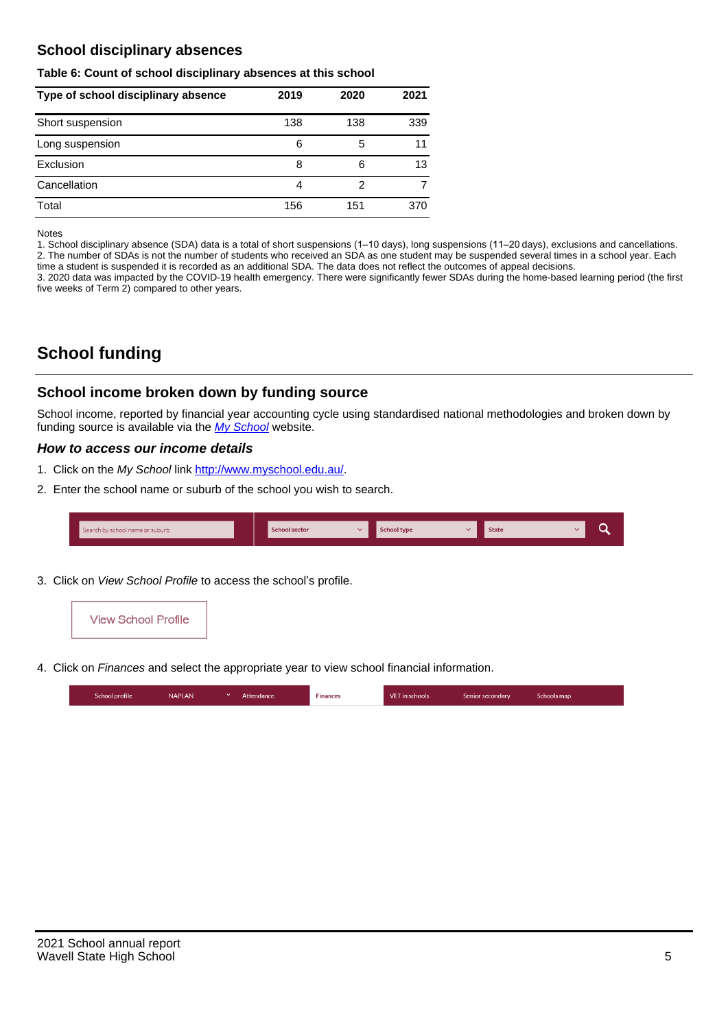## School disciplinary absences

**Table 6: Count of school disciplinary absences at this school**

| Type of school disciplinary absence | 2019 | 2020 | 2021 |
|---|---|---|---|
| Short suspension | 138 | 138 | 339 |
| Long suspension | 6 | 5 | 11 |
| Exclusion | 8 | 6 | 13 |
| Cancellation | 4 | 2 | 7 |
| Total | 156 | 151 | 370 |

Notes
1. School disciplinary absence (SDA) data is a total of short suspensions (1–10 days), long suspensions (11–20 days), exclusions and cancellations.
2. The number of SDAs is not the number of students who received an SDA as one student may be suspended several times in a school year. Each time a student is suspended it is recorded as an additional SDA. The data does not reflect the outcomes of appeal decisions.
3. 2020 data was impacted by the COVID-19 health emergency. There were significantly fewer SDAs during the home-based learning period (the first five weeks of Term 2) compared to other years.

# School funding

## School income broken down by funding source

School income, reported by financial year accounting cycle using standardised national methodologies and broken down by funding source is available via the *My School* website.

### *How to access our income details*

1. Click on the *My School* link http://www.myschool.edu.au/.
2. Enter the school name or suburb of the school you wish to search.

Search by school name or suburb | School sector | School type | State

3. Click on *View School Profile* to access the school's profile.

View School Profile

4. Click on *Finances* and select the appropriate year to view school financial information.

School profile | NAPLAN | Attendance | Finances | VET in schools | Senior secondary | Schools map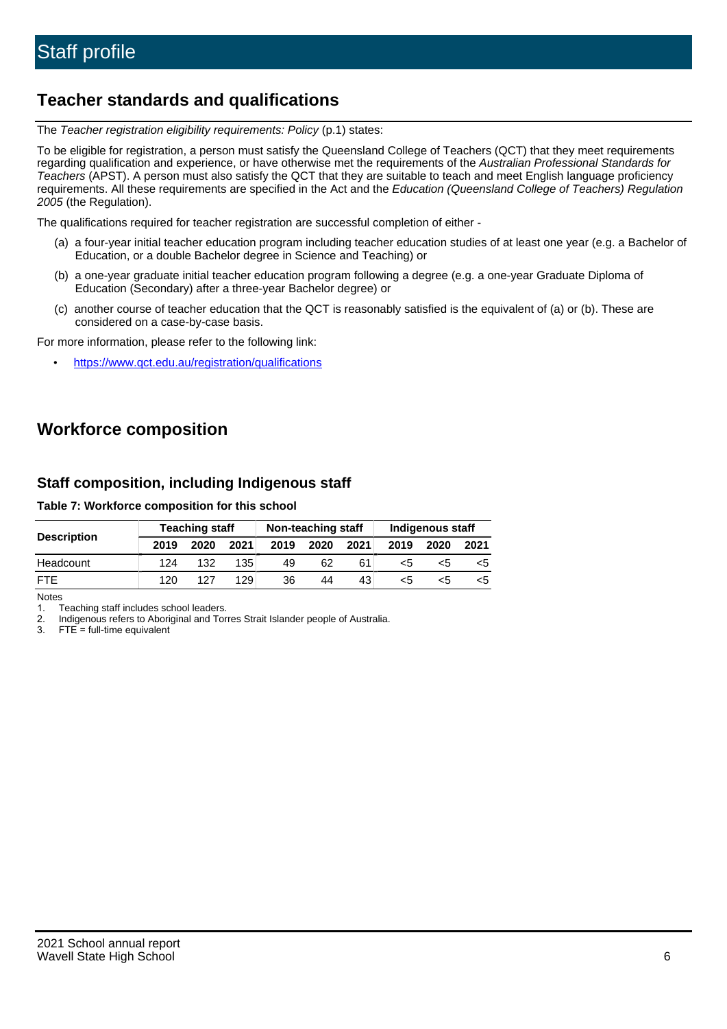# Staff profile

## Teacher standards and qualifications

The *Teacher registration eligibility requirements: Policy* (p.1) states:

To be eligible for registration, a person must satisfy the Queensland College of Teachers (QCT) that they meet requirements regarding qualification and experience, or have otherwise met the requirements of the *Australian Professional Standards for Teachers* (APST). A person must also satisfy the QCT that they are suitable to teach and meet English language proficiency requirements. All these requirements are specified in the Act and the *Education (Queensland College of Teachers) Regulation 2005* (the Regulation).

The qualifications required for teacher registration are successful completion of either -

(a) a four-year initial teacher education program including teacher education studies of at least one year (e.g. a Bachelor of Education, or a double Bachelor degree in Science and Teaching) or

(b) a one-year graduate initial teacher education program following a degree (e.g. a one-year Graduate Diploma of Education (Secondary) after a three-year Bachelor degree) or

(c) another course of teacher education that the QCT is reasonably satisfied is the equivalent of (a) or (b). These are considered on a case-by-case basis.

For more information, please refer to the following link:

- https://www.qct.edu.au/registration/qualifications

## Workforce composition

### Staff composition, including Indigenous staff

**Table 7: Workforce composition for this school**

| Description | Teaching staff | | | Non-teaching staff | | | Indigenous staff | | |
|---|---|---|---|---|---|---|---|---|---|
| | 2019 | 2020 | 2021 | 2019 | 2020 | 2021 | 2019 | 2020 | 2021 |
| Headcount | 124 | 132 | 135 | 49 | 62 | 61 | <5 | <5 | <5 |
| FTE | 120 | 127 | 129 | 36 | 44 | 43 | <5 | <5 | <5 |

Notes

1. Teaching staff includes school leaders.
2. Indigenous refers to Aboriginal and Torres Strait Islander people of Australia.
3. FTE = full-time equivalent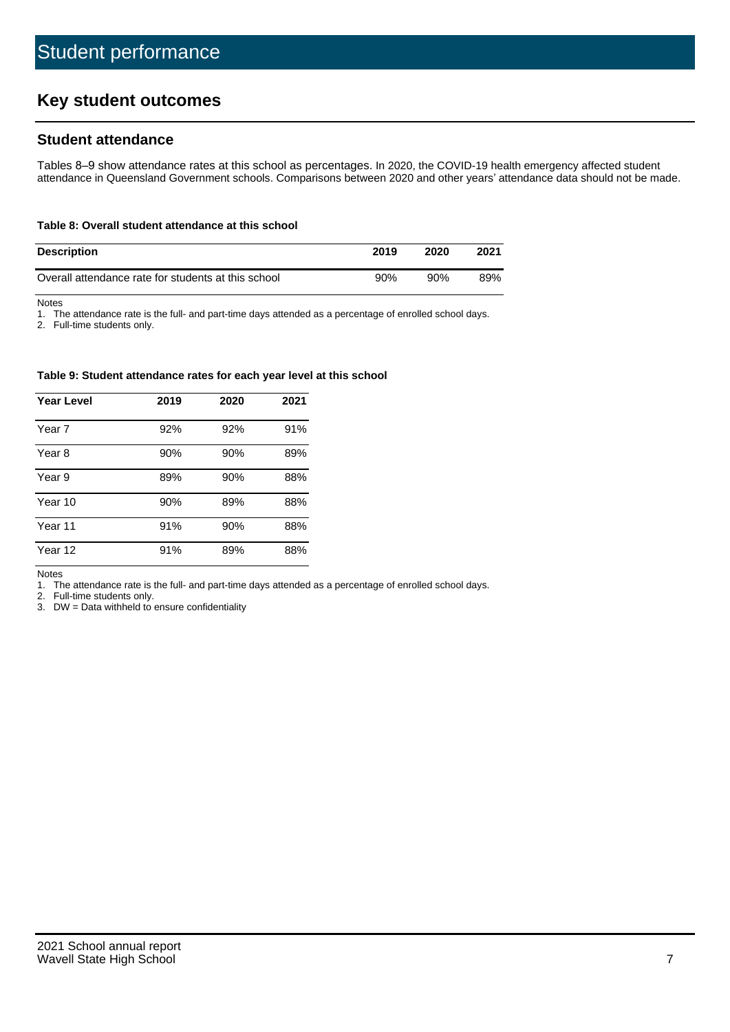# Student performance

## Key student outcomes

### Student attendance

Tables 8–9 show attendance rates at this school as percentages. In 2020, the COVID-19 health emergency affected student attendance in Queensland Government schools. Comparisons between 2020 and other years' attendance data should not be made.

**Table 8: Overall student attendance at this school**

| Description | 2019 | 2020 | 2021 |
|---|---|---|---|
| Overall attendance rate for students at this school | 90% | 90% | 89% |

Notes

1. The attendance rate is the full- and part-time days attended as a percentage of enrolled school days.
2. Full-time students only.

**Table 9: Student attendance rates for each year level at this school**

| Year Level | 2019 | 2020 | 2021 |
|---|---|---|---|
| Year 7 | 92% | 92% | 91% |
| Year 8 | 90% | 90% | 89% |
| Year 9 | 89% | 90% | 88% |
| Year 10 | 90% | 89% | 88% |
| Year 11 | 91% | 90% | 88% |
| Year 12 | 91% | 89% | 88% |

Notes

1. The attendance rate is the full- and part-time days attended as a percentage of enrolled school days.
2. Full-time students only.
3. DW = Data withheld to ensure confidentiality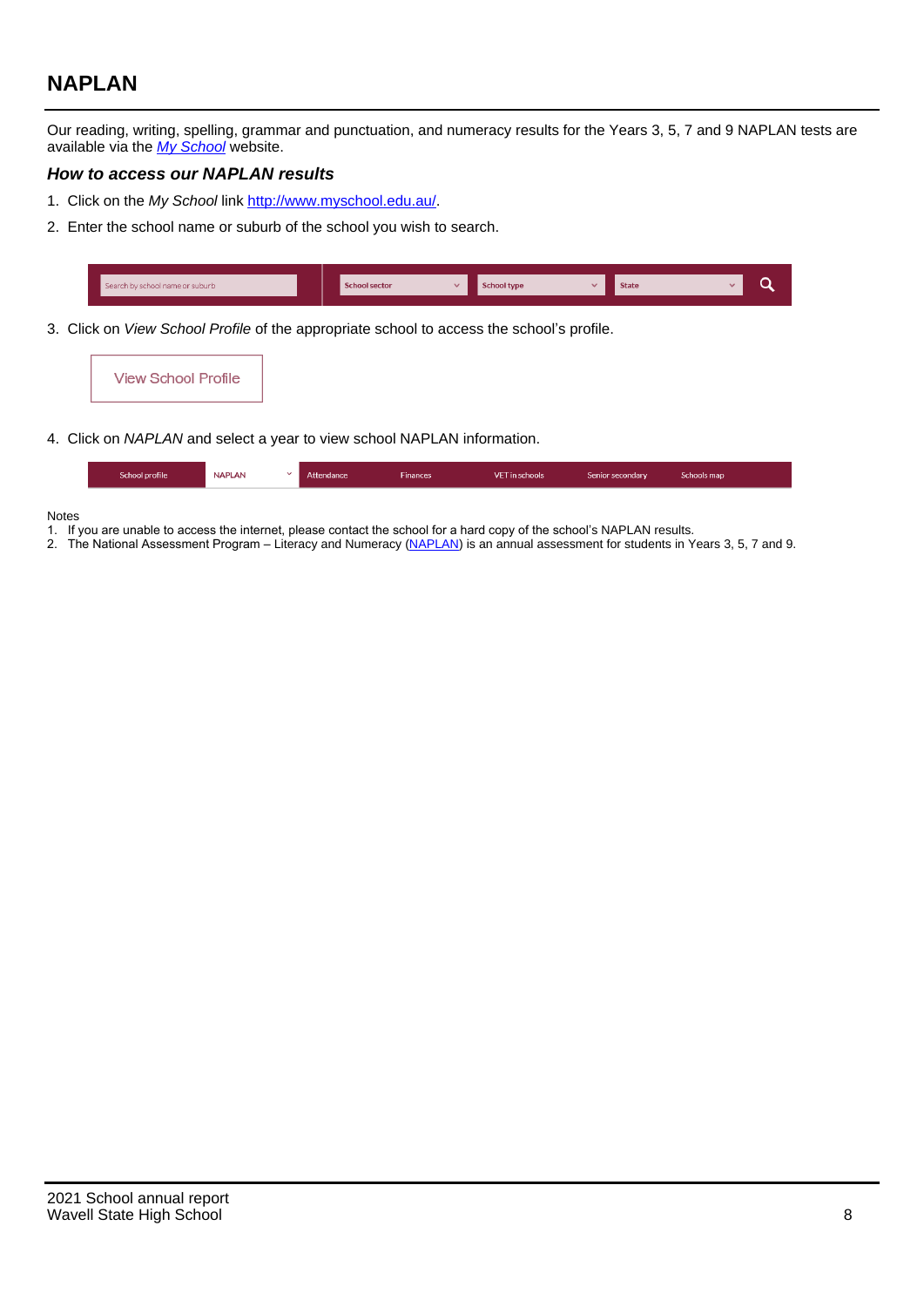## NAPLAN

Our reading, writing, spelling, grammar and punctuation, and numeracy results for the Years 3, 5, 7 and 9 NAPLAN tests are available via the [*My School*](http://www.myschool.edu.au/) website.

### *How to access our NAPLAN results*

1. Click on the *My School* link [http://www.myschool.edu.au/](http://www.myschool.edu.au/).
2. Enter the school name or suburb of the school you wish to search.

Search by school name or suburb | School sector | School type | State

3. Click on *View School Profile* of the appropriate school to access the school's profile.

View School Profile

4. Click on *NAPLAN* and select a year to view school NAPLAN information.

School profile | NAPLAN | Attendance | Finances | VET in schools | Senior secondary | Schools map

Notes

1. If you are unable to access the internet, please contact the school for a hard copy of the school's NAPLAN results.
2. The National Assessment Program – Literacy and Numeracy (NAPLAN) is an annual assessment for students in Years 3, 5, 7 and 9.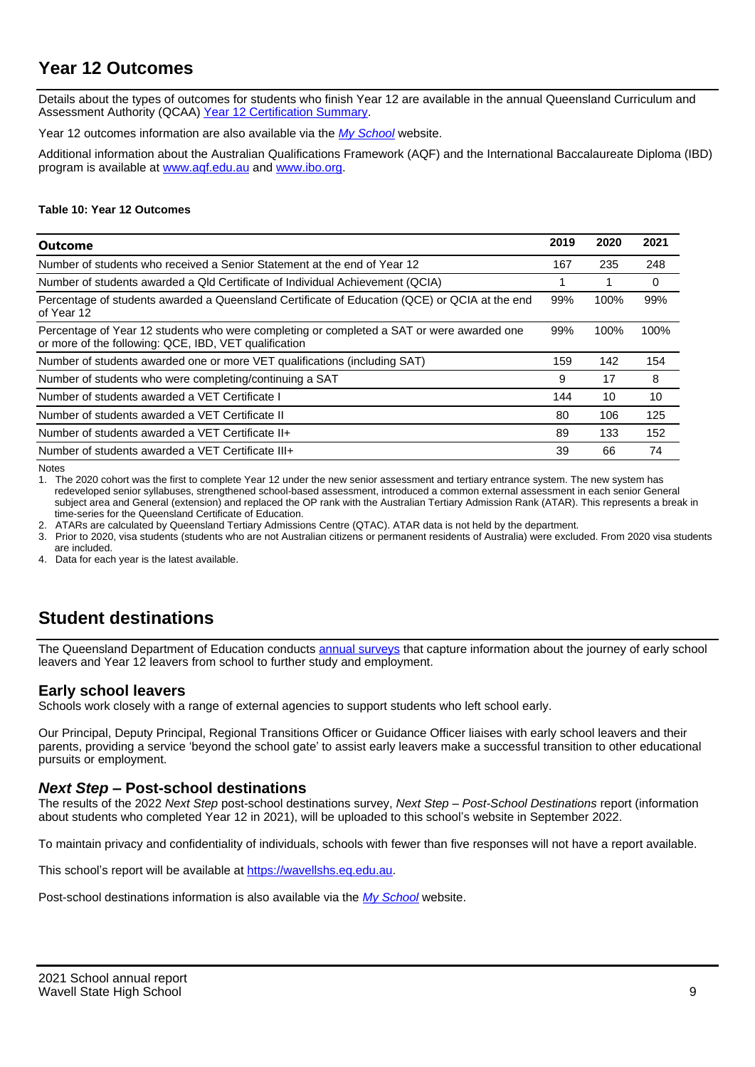## Year 12 Outcomes

Details about the types of outcomes for students who finish Year 12 are available in the annual Queensland Curriculum and Assessment Authority (QCAA) Year 12 Certification Summary.

Year 12 outcomes information are also available via the *My School* website.

Additional information about the Australian Qualifications Framework (AQF) and the International Baccalaureate Diploma (IBD) program is available at www.aqf.edu.au and www.ibo.org.

**Table 10: Year 12 Outcomes**

| Outcome | 2019 | 2020 | 2021 |
|---|---|---|---|
| Number of students who received a Senior Statement at the end of Year 12 | 167 | 235 | 248 |
| Number of students awarded a Qld Certificate of Individual Achievement (QCIA) | 1 | 1 | 0 |
| Percentage of students awarded a Queensland Certificate of Education (QCE) or QCIA at the end of Year 12 | 99% | 100% | 99% |
| Percentage of Year 12 students who were completing or completed a SAT or were awarded one or more of the following: QCE, IBD, VET qualification | 99% | 100% | 100% |
| Number of students awarded one or more VET qualifications (including SAT) | 159 | 142 | 154 |
| Number of students who were completing/continuing a SAT | 9 | 17 | 8 |
| Number of students awarded a VET Certificate I | 144 | 10 | 10 |
| Number of students awarded a VET Certificate II | 80 | 106 | 125 |
| Number of students awarded a VET Certificate II+ | 89 | 133 | 152 |
| Number of students awarded a VET Certificate III+ | 39 | 66 | 74 |

Notes

1. The 2020 cohort was the first to complete Year 12 under the new senior assessment and tertiary entrance system. The new system has redeveloped senior syllabuses, strengthened school-based assessment, introduced a common external assessment in each senior General subject area and General (extension) and replaced the OP rank with the Australian Tertiary Admission Rank (ATAR). This represents a break in time-series for the Queensland Certificate of Education.
2. ATARs are calculated by Queensland Tertiary Admissions Centre (QTAC). ATAR data is not held by the department.
3. Prior to 2020, visa students (students who are not Australian citizens or permanent residents of Australia) were excluded. From 2020 visa students are included.
4. Data for each year is the latest available.

## Student destinations

The Queensland Department of Education conducts annual surveys that capture information about the journey of early school leavers and Year 12 leavers from school to further study and employment.

### Early school leavers

Schools work closely with a range of external agencies to support students who left school early.

Our Principal, Deputy Principal, Regional Transitions Officer or Guidance Officer liaises with early school leavers and their parents, providing a service 'beyond the school gate' to assist early leavers make a successful transition to other educational pursuits or employment.

### *Next Step* – Post-school destinations

The results of the 2022 *Next Step* post-school destinations survey, *Next Step – Post-School Destinations* report (information about students who completed Year 12 in 2021), will be uploaded to this school's website in September 2022.

To maintain privacy and confidentiality of individuals, schools with fewer than five responses will not have a report available.

This school's report will be available at https://wavellshs.eq.edu.au.

Post-school destinations information is also available via the *My School* website.